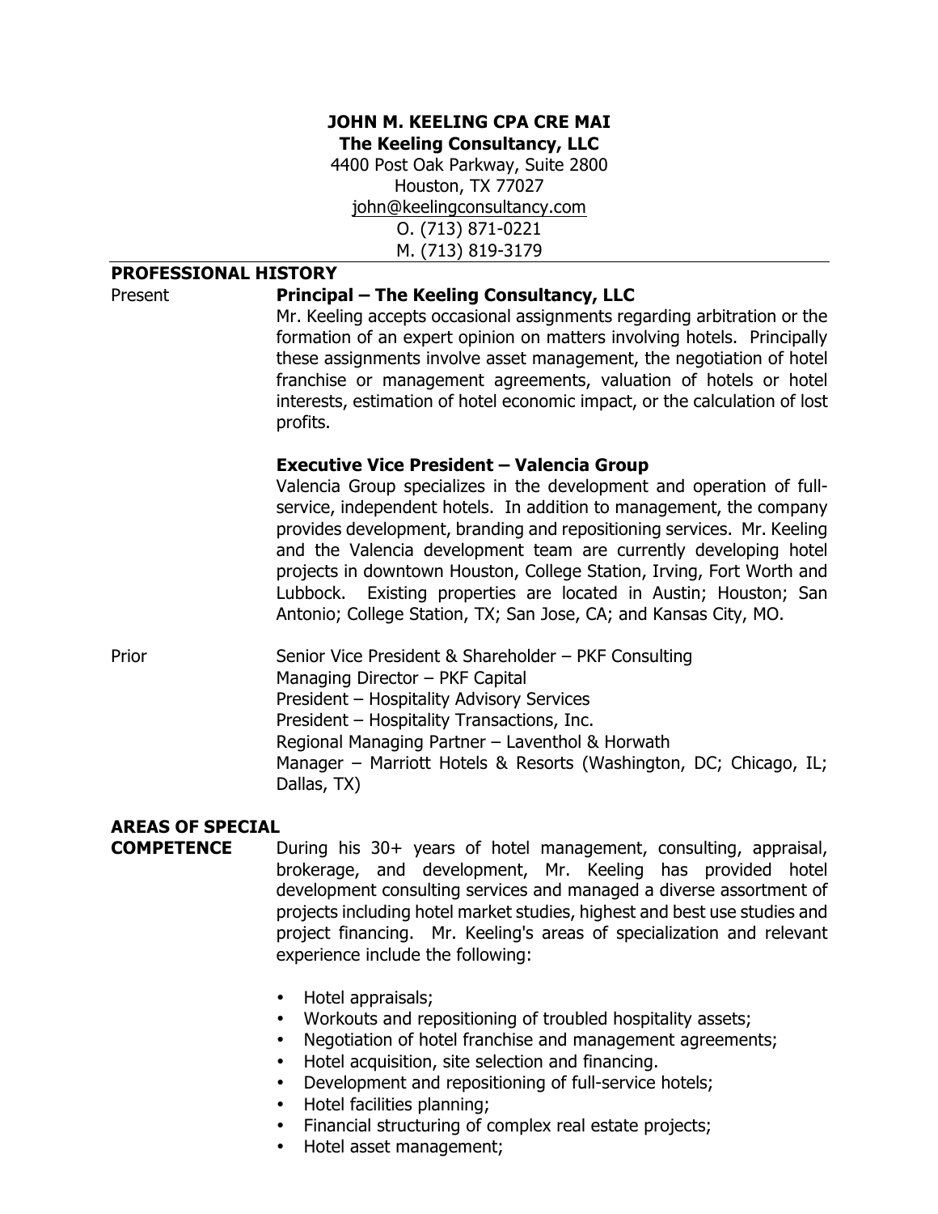**JOHN M. KEELING CPA CRE MAI**
**The Keeling Consultancy, LLC**
4400 Post Oak Parkway, Suite 2800
Houston, TX 77027
john@keelingconsultancy.com
O. (713) 871-0221
M. (713) 819-3179

## PROFESSIONAL HISTORY

Present

**Principal – The Keeling Consultancy, LLC**

Mr. Keeling accepts occasional assignments regarding arbitration or the formation of an expert opinion on matters involving hotels. Principally these assignments involve asset management, the negotiation of hotel franchise or management agreements, valuation of hotels or hotel interests, estimation of hotel economic impact, or the calculation of lost profits.

**Executive Vice President – Valencia Group**

Valencia Group specializes in the development and operation of full-service, independent hotels. In addition to management, the company provides development, branding and repositioning services. Mr. Keeling and the Valencia development team are currently developing hotel projects in downtown Houston, College Station, Irving, Fort Worth and Lubbock. Existing properties are located in Austin; Houston; San Antonio; College Station, TX; San Jose, CA; and Kansas City, MO.

Prior

Senior Vice President & Shareholder – PKF Consulting
Managing Director – PKF Capital
President – Hospitality Advisory Services
President – Hospitality Transactions, Inc.
Regional Managing Partner – Laventhol & Horwath
Manager – Marriott Hotels & Resorts (Washington, DC; Chicago, IL; Dallas, TX)

## AREAS OF SPECIAL COMPETENCE

During his 30+ years of hotel management, consulting, appraisal, brokerage, and development, Mr. Keeling has provided hotel development consulting services and managed a diverse assortment of projects including hotel market studies, highest and best use studies and project financing. Mr. Keeling's areas of specialization and relevant experience include the following:

- Hotel appraisals;
- Workouts and repositioning of troubled hospitality assets;
- Negotiation of hotel franchise and management agreements;
- Hotel acquisition, site selection and financing.
- Development and repositioning of full-service hotels;
- Hotel facilities planning;
- Financial structuring of complex real estate projects;
- Hotel asset management;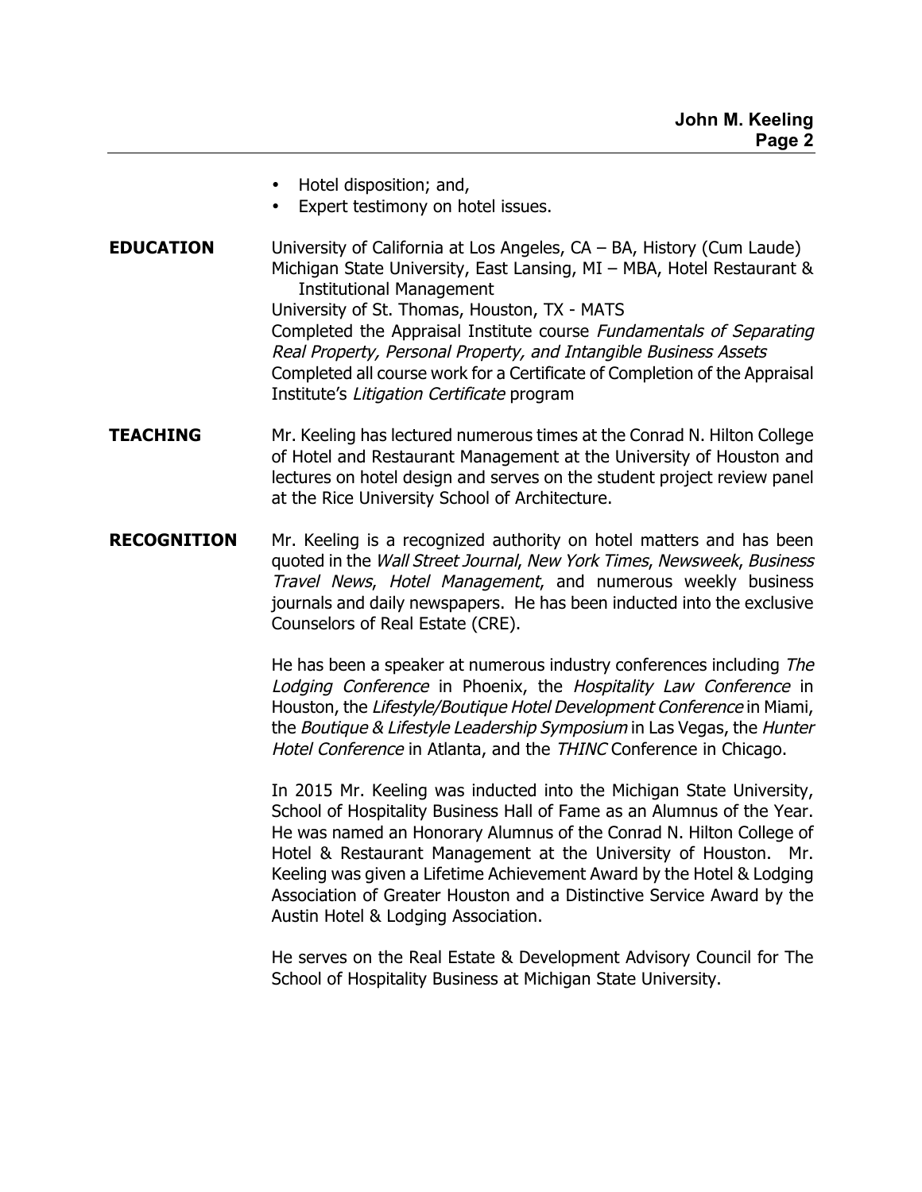- Hotel disposition; and,
- Expert testimony on hotel issues.

**EDUCATION**

University of California at Los Angeles, CA – BA, History (Cum Laude)
Michigan State University, East Lansing, MI – MBA, Hotel Restaurant & Institutional Management
University of St. Thomas, Houston, TX - MATS
Completed the Appraisal Institute course *Fundamentals of Separating Real Property, Personal Property, and Intangible Business Assets*
Completed all course work for a Certificate of Completion of the Appraisal Institute's *Litigation Certificate* program

**TEACHING**

Mr. Keeling has lectured numerous times at the Conrad N. Hilton College of Hotel and Restaurant Management at the University of Houston and lectures on hotel design and serves on the student project review panel at the Rice University School of Architecture.

**RECOGNITION**

Mr. Keeling is a recognized authority on hotel matters and has been quoted in the *Wall Street Journal*, *New York Times*, *Newsweek*, *Business Travel News*, *Hotel Management*, and numerous weekly business journals and daily newspapers. He has been inducted into the exclusive Counselors of Real Estate (CRE).

He has been a speaker at numerous industry conferences including *The Lodging Conference* in Phoenix, the *Hospitality Law Conference* in Houston, the *Lifestyle/Boutique Hotel Development Conference* in Miami, the *Boutique & Lifestyle Leadership Symposium* in Las Vegas, the *Hunter Hotel Conference* in Atlanta, and the *THINC* Conference in Chicago.

In 2015 Mr. Keeling was inducted into the Michigan State University, School of Hospitality Business Hall of Fame as an Alumnus of the Year. He was named an Honorary Alumnus of the Conrad N. Hilton College of Hotel & Restaurant Management at the University of Houston. Mr. Keeling was given a Lifetime Achievement Award by the Hotel & Lodging Association of Greater Houston and a Distinctive Service Award by the Austin Hotel & Lodging Association.

He serves on the Real Estate & Development Advisory Council for The School of Hospitality Business at Michigan State University.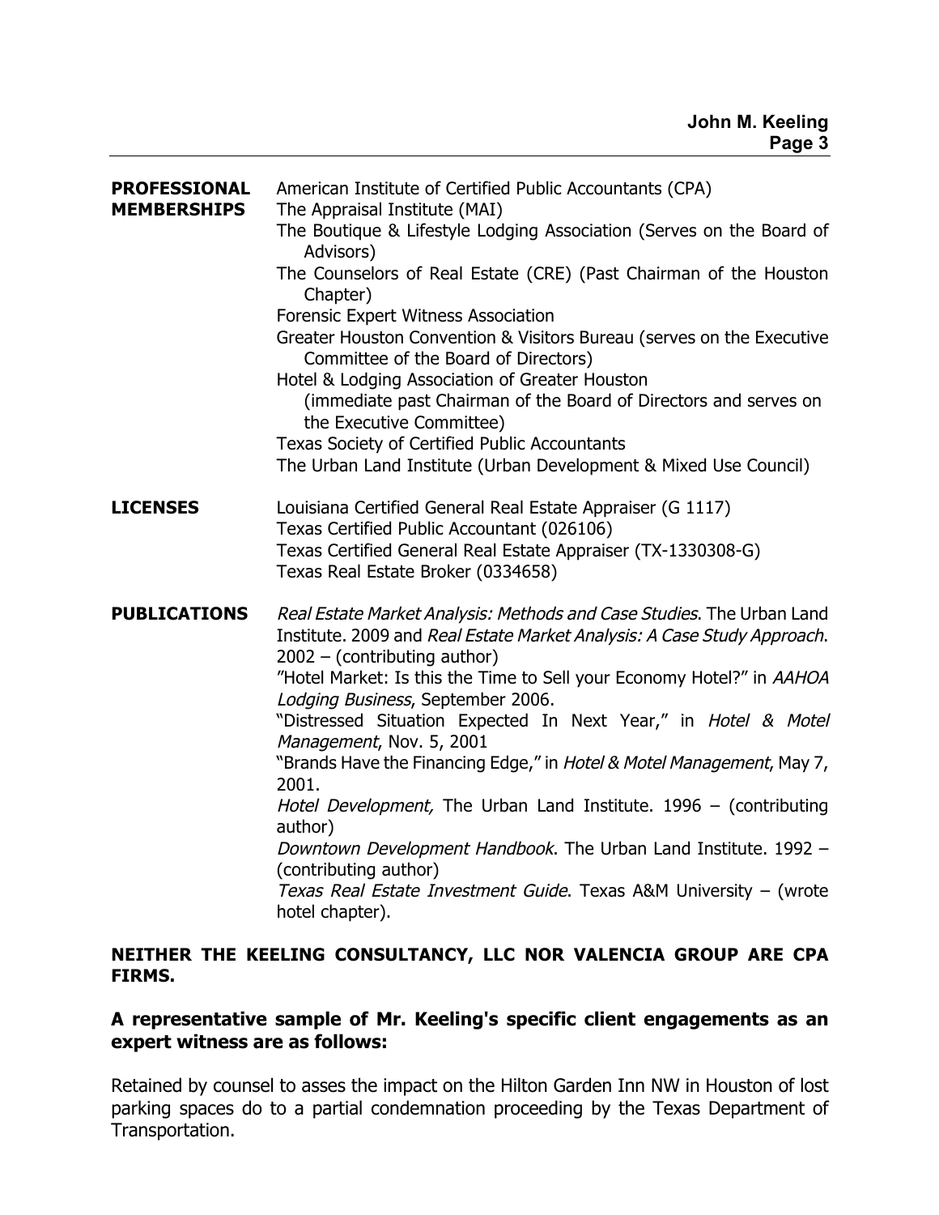| | |
|---|---|
| **PROFESSIONAL MEMBERSHIPS** | American Institute of Certified Public Accountants (CPA)<br>The Appraisal Institute (MAI)<br>The Boutique & Lifestyle Lodging Association (Serves on the Board of Advisors)<br>The Counselors of Real Estate (CRE) (Past Chairman of the Houston Chapter)<br>Forensic Expert Witness Association<br>Greater Houston Convention & Visitors Bureau (serves on the Executive Committee of the Board of Directors)<br>Hotel & Lodging Association of Greater Houston (immediate past Chairman of the Board of Directors and serves on the Executive Committee)<br>Texas Society of Certified Public Accountants<br>The Urban Land Institute (Urban Development & Mixed Use Council) |
| **LICENSES** | Louisiana Certified General Real Estate Appraiser (G 1117)<br>Texas Certified Public Accountant (026106)<br>Texas Certified General Real Estate Appraiser (TX-1330308-G)<br>Texas Real Estate Broker (0334658) |
| **PUBLICATIONS** | *Real Estate Market Analysis: Methods and Case Studies*. The Urban Land Institute. 2009 and *Real Estate Market Analysis: A Case Study Approach*. 2002 – (contributing author)<br>"Hotel Market: Is this the Time to Sell your Economy Hotel?" in *AAHOA Lodging Business*, September 2006.<br>"Distressed Situation Expected In Next Year," in *Hotel & Motel Management*, Nov. 5, 2001<br>"Brands Have the Financing Edge," in *Hotel & Motel Management*, May 7, 2001.<br>*Hotel Development,* The Urban Land Institute. 1996 – (contributing author)<br>*Downtown Development Handbook*. The Urban Land Institute. 1992 – (contributing author)<br>*Texas Real Estate Investment Guide*. Texas A&M University – (wrote hotel chapter). |

**NEITHER THE KEELING CONSULTANCY, LLC NOR VALENCIA GROUP ARE CPA FIRMS.**

**A representative sample of Mr. Keeling's specific client engagements as an expert witness are as follows:**

Retained by counsel to asses the impact on the Hilton Garden Inn NW in Houston of lost parking spaces do to a partial condemnation proceeding by the Texas Department of Transportation.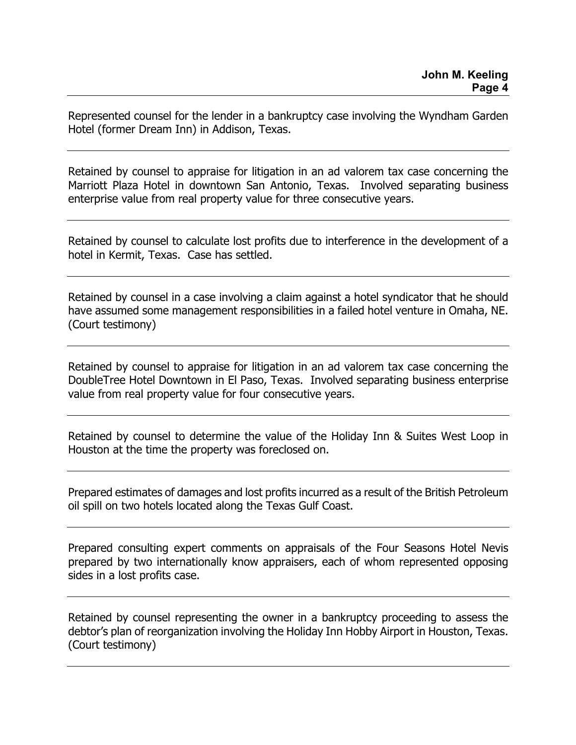Represented counsel for the lender in a bankruptcy case involving the Wyndham Garden Hotel (former Dream Inn) in Addison, Texas.

---

Retained by counsel to appraise for litigation in an ad valorem tax case concerning the Marriott Plaza Hotel in downtown San Antonio, Texas. Involved separating business enterprise value from real property value for three consecutive years.

---

Retained by counsel to calculate lost profits due to interference in the development of a hotel in Kermit, Texas. Case has settled.

---

Retained by counsel in a case involving a claim against a hotel syndicator that he should have assumed some management responsibilities in a failed hotel venture in Omaha, NE. (Court testimony)

---

Retained by counsel to appraise for litigation in an ad valorem tax case concerning the DoubleTree Hotel Downtown in El Paso, Texas. Involved separating business enterprise value from real property value for four consecutive years.

---

Retained by counsel to determine the value of the Holiday Inn & Suites West Loop in Houston at the time the property was foreclosed on.

---

Prepared estimates of damages and lost profits incurred as a result of the British Petroleum oil spill on two hotels located along the Texas Gulf Coast.

---

Prepared consulting expert comments on appraisals of the Four Seasons Hotel Nevis prepared by two internationally know appraisers, each of whom represented opposing sides in a lost profits case.

---

Retained by counsel representing the owner in a bankruptcy proceeding to assess the debtor's plan of reorganization involving the Holiday Inn Hobby Airport in Houston, Texas. (Court testimony)

---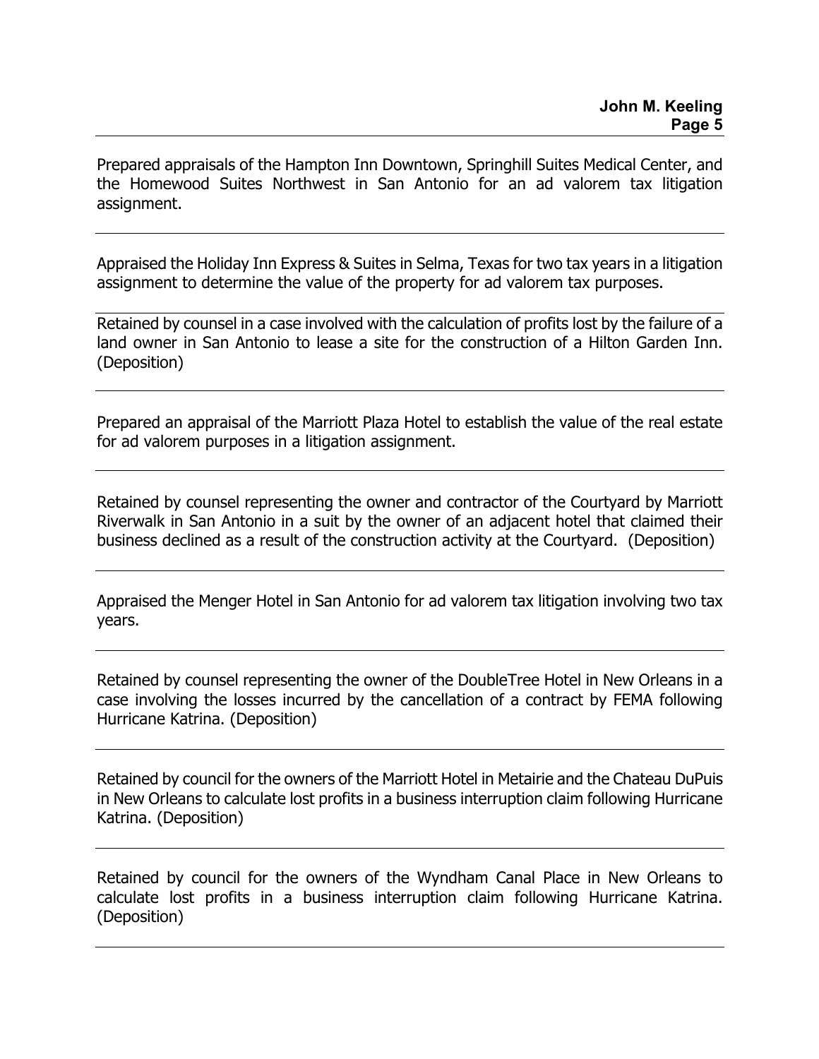Prepared appraisals of the Hampton Inn Downtown, Springhill Suites Medical Center, and the Homewood Suites Northwest in San Antonio for an ad valorem tax litigation assignment.

---

Appraised the Holiday Inn Express & Suites in Selma, Texas for two tax years in a litigation assignment to determine the value of the property for ad valorem tax purposes.

---

Retained by counsel in a case involved with the calculation of profits lost by the failure of a land owner in San Antonio to lease a site for the construction of a Hilton Garden Inn. (Deposition)

---

Prepared an appraisal of the Marriott Plaza Hotel to establish the value of the real estate for ad valorem purposes in a litigation assignment.

---

Retained by counsel representing the owner and contractor of the Courtyard by Marriott Riverwalk in San Antonio in a suit by the owner of an adjacent hotel that claimed their business declined as a result of the construction activity at the Courtyard. (Deposition)

---

Appraised the Menger Hotel in San Antonio for ad valorem tax litigation involving two tax years.

---

Retained by counsel representing the owner of the DoubleTree Hotel in New Orleans in a case involving the losses incurred by the cancellation of a contract by FEMA following Hurricane Katrina. (Deposition)

---

Retained by council for the owners of the Marriott Hotel in Metairie and the Chateau DuPuis in New Orleans to calculate lost profits in a business interruption claim following Hurricane Katrina. (Deposition)

---

Retained by council for the owners of the Wyndham Canal Place in New Orleans to calculate lost profits in a business interruption claim following Hurricane Katrina. (Deposition)

---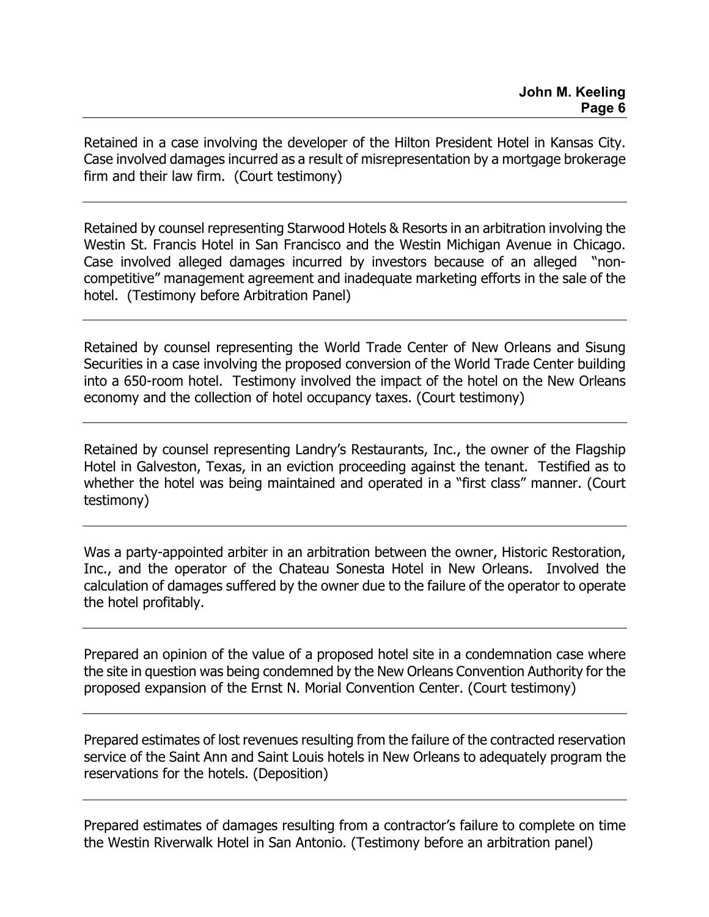Retained in a case involving the developer of the Hilton President Hotel in Kansas City. Case involved damages incurred as a result of misrepresentation by a mortgage brokerage firm and their law firm. (Court testimony)

---

Retained by counsel representing Starwood Hotels & Resorts in an arbitration involving the Westin St. Francis Hotel in San Francisco and the Westin Michigan Avenue in Chicago. Case involved alleged damages incurred by investors because of an alleged "non-competitive" management agreement and inadequate marketing efforts in the sale of the hotel. (Testimony before Arbitration Panel)

---

Retained by counsel representing the World Trade Center of New Orleans and Sisung Securities in a case involving the proposed conversion of the World Trade Center building into a 650-room hotel. Testimony involved the impact of the hotel on the New Orleans economy and the collection of hotel occupancy taxes. (Court testimony)

---

Retained by counsel representing Landry's Restaurants, Inc., the owner of the Flagship Hotel in Galveston, Texas, in an eviction proceeding against the tenant. Testified as to whether the hotel was being maintained and operated in a "first class" manner. (Court testimony)

---

Was a party-appointed arbiter in an arbitration between the owner, Historic Restoration, Inc., and the operator of the Chateau Sonesta Hotel in New Orleans. Involved the calculation of damages suffered by the owner due to the failure of the operator to operate the hotel profitably.

---

Prepared an opinion of the value of a proposed hotel site in a condemnation case where the site in question was being condemned by the New Orleans Convention Authority for the proposed expansion of the Ernst N. Morial Convention Center. (Court testimony)

---

Prepared estimates of lost revenues resulting from the failure of the contracted reservation service of the Saint Ann and Saint Louis hotels in New Orleans to adequately program the reservations for the hotels. (Deposition)

---

Prepared estimates of damages resulting from a contractor's failure to complete on time the Westin Riverwalk Hotel in San Antonio. (Testimony before an arbitration panel)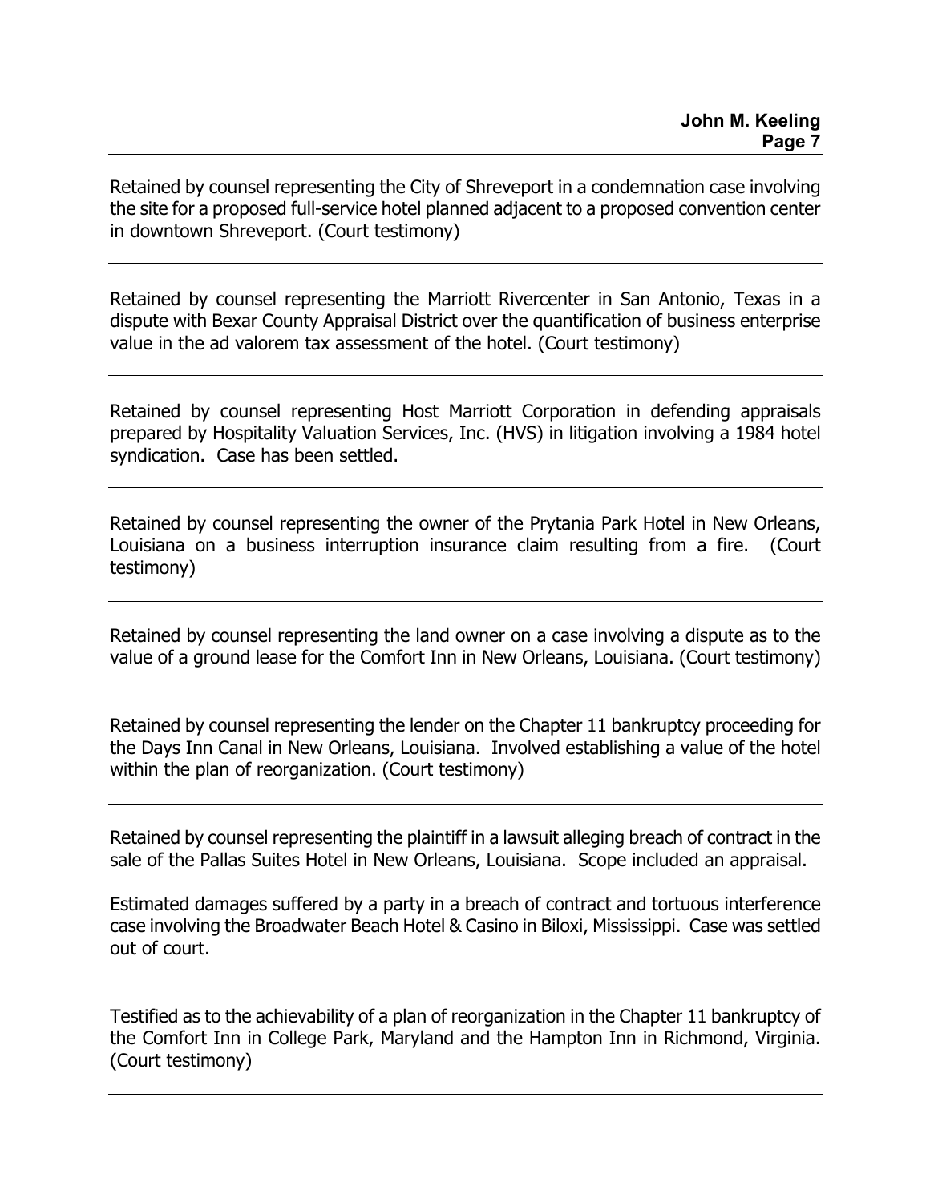Retained by counsel representing the City of Shreveport in a condemnation case involving the site for a proposed full-service hotel planned adjacent to a proposed convention center in downtown Shreveport. (Court testimony)

---

Retained by counsel representing the Marriott Rivercenter in San Antonio, Texas in a dispute with Bexar County Appraisal District over the quantification of business enterprise value in the ad valorem tax assessment of the hotel. (Court testimony)

---

Retained by counsel representing Host Marriott Corporation in defending appraisals prepared by Hospitality Valuation Services, Inc. (HVS) in litigation involving a 1984 hotel syndication. Case has been settled.

---

Retained by counsel representing the owner of the Prytania Park Hotel in New Orleans, Louisiana on a business interruption insurance claim resulting from a fire. (Court testimony)

---

Retained by counsel representing the land owner on a case involving a dispute as to the value of a ground lease for the Comfort Inn in New Orleans, Louisiana. (Court testimony)

---

Retained by counsel representing the lender on the Chapter 11 bankruptcy proceeding for the Days Inn Canal in New Orleans, Louisiana. Involved establishing a value of the hotel within the plan of reorganization. (Court testimony)

---

Retained by counsel representing the plaintiff in a lawsuit alleging breach of contract in the sale of the Pallas Suites Hotel in New Orleans, Louisiana. Scope included an appraisal.

Estimated damages suffered by a party in a breach of contract and tortuous interference case involving the Broadwater Beach Hotel & Casino in Biloxi, Mississippi. Case was settled out of court.

---

Testified as to the achievability of a plan of reorganization in the Chapter 11 bankruptcy of the Comfort Inn in College Park, Maryland and the Hampton Inn in Richmond, Virginia. (Court testimony)

---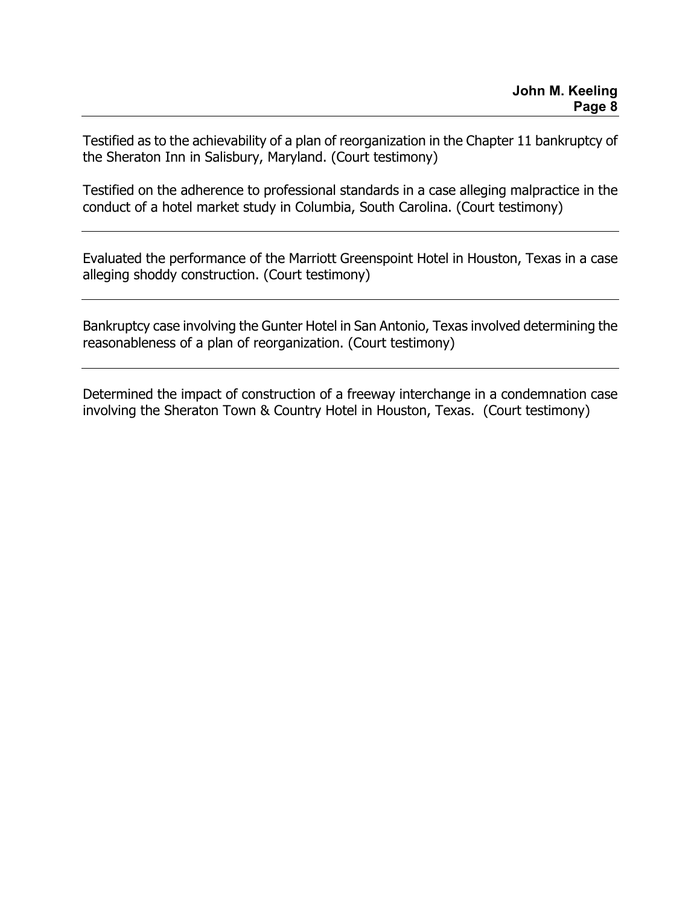Testified as to the achievability of a plan of reorganization in the Chapter 11 bankruptcy of the Sheraton Inn in Salisbury, Maryland. (Court testimony)

Testified on the adherence to professional standards in a case alleging malpractice in the conduct of a hotel market study in Columbia, South Carolina. (Court testimony)

---

Evaluated the performance of the Marriott Greenspoint Hotel in Houston, Texas in a case alleging shoddy construction. (Court testimony)

---

Bankruptcy case involving the Gunter Hotel in San Antonio, Texas involved determining the reasonableness of a plan of reorganization. (Court testimony)

---

Determined the impact of construction of a freeway interchange in a condemnation case involving the Sheraton Town & Country Hotel in Houston, Texas. (Court testimony)